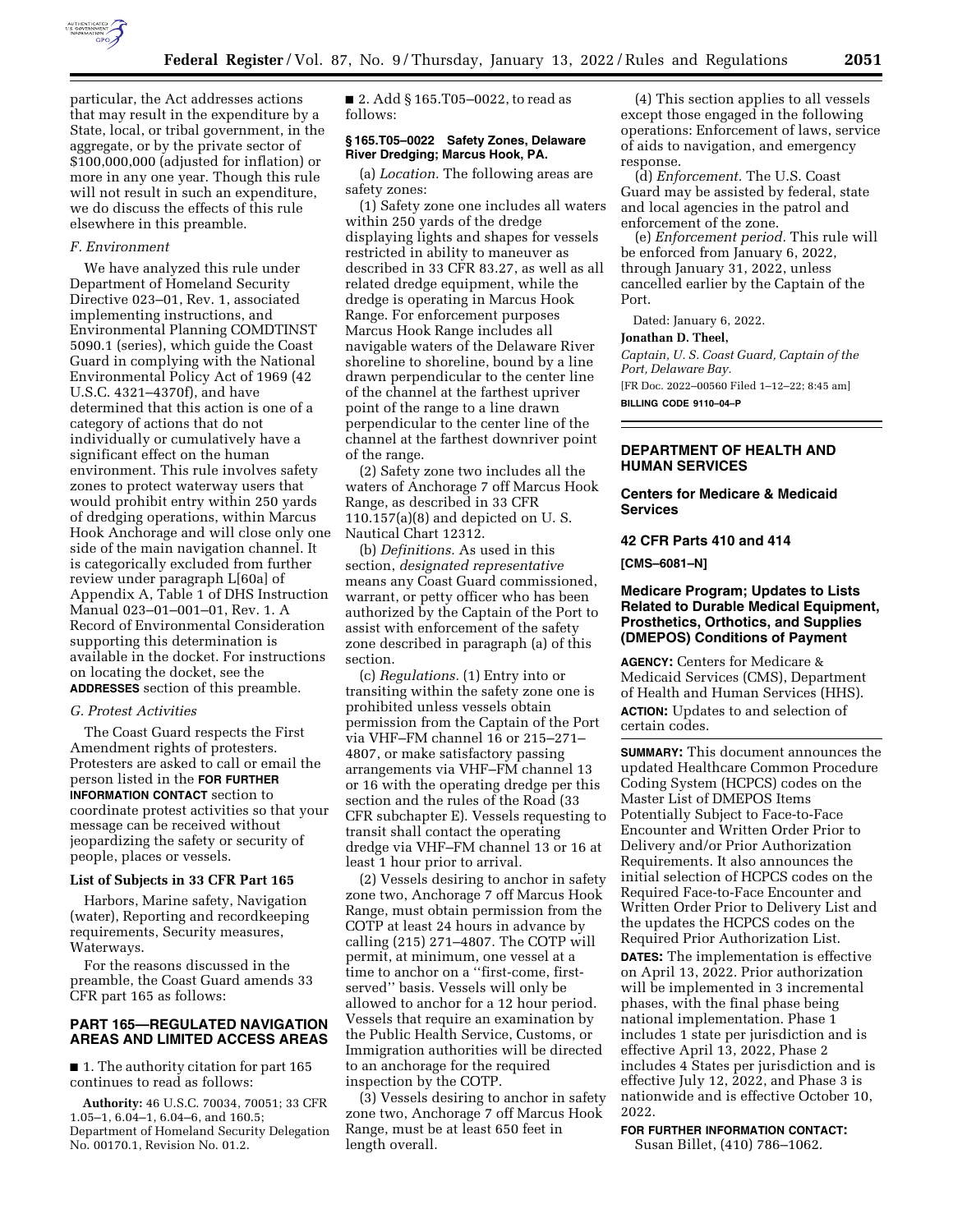particular, the Act addresses actions that may result in the expenditure by a State, local, or tribal government, in the aggregate, or by the private sector of $100,000,000 (adjusted for inflation) or more in any one year. Though this rule will not result in such an expenditure, we do discuss the effects of this rule elsewhere in this preamble.

### *F. Environment*

We have analyzed this rule under Department of Homeland Security Directive 023–01, Rev. 1, associated implementing instructions, and Environmental Planning COMDTINST 5090.1 (series), which guide the Coast Guard in complying with the National Environmental Policy Act of 1969 (42 U.S.C. 4321–4370f), and have determined that this action is one of a category of actions that do not individually or cumulatively have a significant effect on the human environment. This rule involves safety zones to protect waterway users that would prohibit entry within 250 yards of dredging operations, within Marcus Hook Anchorage and will close only one side of the main navigation channel. It is categorically excluded from further review under paragraph L[60a] of Appendix A, Table 1 of DHS Instruction Manual 023–01–001–01, Rev. 1. A Record of Environmental Consideration supporting this determination is available in the docket. For instructions on locating the docket, see the **ADDRESSES** section of this preamble.

### *G. Protest Activities*

The Coast Guard respects the First Amendment rights of protesters. Protesters are asked to call or email the person listed in the **FOR FURTHER INFORMATION CONTACT** section to coordinate protest activities so that your message can be received without jeopardizing the safety or security of people, places or vessels.

### List of Subjects in 33 CFR Part 165

Harbors, Marine safety, Navigation (water), Reporting and recordkeeping requirements, Security measures, Waterways.

For the reasons discussed in the preamble, the Coast Guard amends 33 CFR part 165 as follows:

## PART 165—REGULATED NAVIGATION AREAS AND LIMITED ACCESS AREAS

■ 1. The authority citation for part 165 continues to read as follows:

**Authority:** 46 U.S.C. 70034, 70051; 33 CFR 1.05–1, 6.04–1, 6.04–6, and 160.5; Department of Homeland Security Delegation No. 00170.1, Revision No. 01.2.

■ 2. Add § 165.T05–0022, to read as follows:

### § 165.T05–0022 Safety Zones, Delaware River Dredging; Marcus Hook, PA.

(a) *Location.* The following areas are safety zones:

(1) Safety zone one includes all waters within 250 yards of the dredge displaying lights and shapes for vessels restricted in ability to maneuver as described in 33 CFR 83.27, as well as all related dredge equipment, while the dredge is operating in Marcus Hook Range. For enforcement purposes Marcus Hook Range includes all navigable waters of the Delaware River shoreline to shoreline, bound by a line drawn perpendicular to the center line of the channel at the farthest upriver point of the range to a line drawn perpendicular to the center line of the channel at the farthest downriver point of the range.

(2) Safety zone two includes all the waters of Anchorage 7 off Marcus Hook Range, as described in 33 CFR 110.157(a)(8) and depicted on U. S. Nautical Chart 12312.

(b) *Definitions.* As used in this section, *designated representative* means any Coast Guard commissioned, warrant, or petty officer who has been authorized by the Captain of the Port to assist with enforcement of the safety zone described in paragraph (a) of this section.

(c) *Regulations.* (1) Entry into or transiting within the safety zone one is prohibited unless vessels obtain permission from the Captain of the Port via VHF–FM channel 16 or 215–271–4807, or make satisfactory passing arrangements via VHF–FM channel 13 or 16 with the operating dredge per this section and the rules of the Road (33 CFR subchapter E). Vessels requesting to transit shall contact the operating dredge via VHF–FM channel 13 or 16 at least 1 hour prior to arrival.

(2) Vessels desiring to anchor in safety zone two, Anchorage 7 off Marcus Hook Range, must obtain permission from the COTP at least 24 hours in advance by calling (215) 271–4807. The COTP will permit, at minimum, one vessel at a time to anchor on a ''first-come, first-served'' basis. Vessels will only be allowed to anchor for a 12 hour period. Vessels that require an examination by the Public Health Service, Customs, or Immigration authorities will be directed to an anchorage for the required inspection by the COTP.

(3) Vessels desiring to anchor in safety zone two, Anchorage 7 off Marcus Hook Range, must be at least 650 feet in length overall.

(4) This section applies to all vessels except those engaged in the following operations: Enforcement of laws, service of aids to navigation, and emergency response.

(d) *Enforcement.* The U.S. Coast Guard may be assisted by federal, state and local agencies in the patrol and enforcement of the zone.

(e) *Enforcement period.* This rule will be enforced from January 6, 2022, through January 31, 2022, unless cancelled earlier by the Captain of the Port.

Dated: January 6, 2022.

**Jonathan D. Theel,**

*Captain, U. S. Coast Guard, Captain of the Port, Delaware Bay.*

[FR Doc. 2022–00560 Filed 1–12–22; 8:45 am]

**BILLING CODE 9110–04–P**

---

## DEPARTMENT OF HEALTH AND HUMAN SERVICES

### Centers for Medicare & Medicaid Services

### 42 CFR Parts 410 and 414

**[CMS–6081–N]**

### Medicare Program; Updates to Lists Related to Durable Medical Equipment, Prosthetics, Orthotics, and Supplies (DMEPOS) Conditions of Payment

**AGENCY:** Centers for Medicare & Medicaid Services (CMS), Department of Health and Human Services (HHS).

**ACTION:** Updates to and selection of certain codes.

**SUMMARY:** This document announces the updated Healthcare Common Procedure Coding System (HCPCS) codes on the Master List of DMEPOS Items Potentially Subject to Face-to-Face Encounter and Written Order Prior to Delivery and/or Prior Authorization Requirements. It also announces the initial selection of HCPCS codes on the Required Face-to-Face Encounter and Written Order Prior to Delivery List and the updates the HCPCS codes on the Required Prior Authorization List.

**DATES:** The implementation is effective on April 13, 2022. Prior authorization will be implemented in 3 incremental phases, with the final phase being national implementation. Phase 1 includes 1 state per jurisdiction and is effective April 13, 2022, Phase 2 includes 4 States per jurisdiction and is effective July 12, 2022, and Phase 3 is nationwide and is effective October 10, 2022.

**FOR FURTHER INFORMATION CONTACT:** Susan Billet, (410) 786–1062.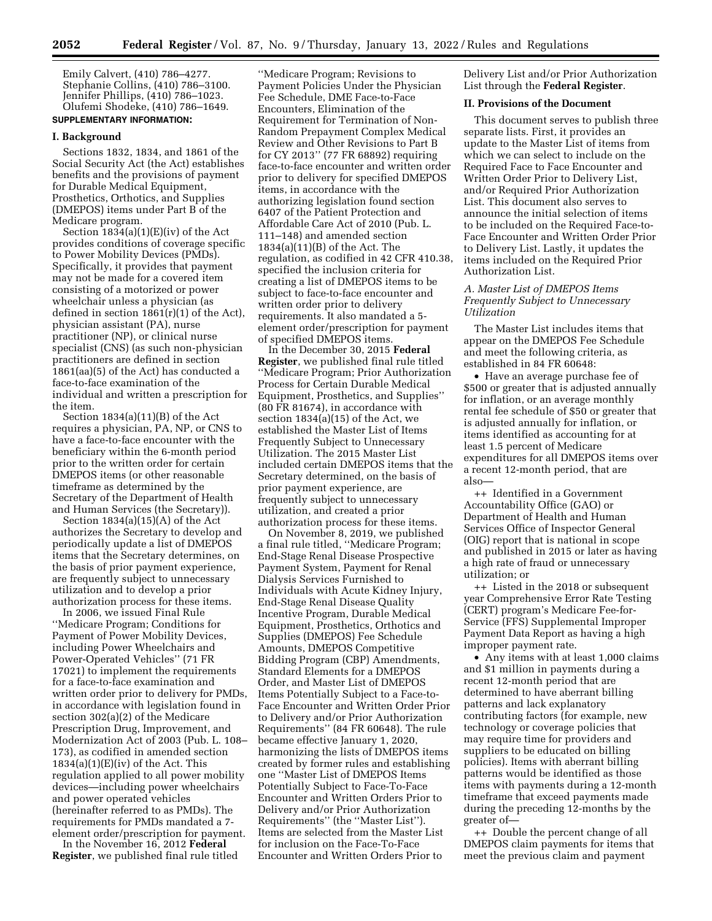Emily Calvert, (410) 786–4277.
Stephanie Collins, (410) 786–3100.
Jennifer Phillips, (410) 786–1023.
Olufemi Shodeke, (410) 786–1649.

**SUPPLEMENTARY INFORMATION:**

## I. Background

Sections 1832, 1834, and 1861 of the Social Security Act (the Act) establishes benefits and the provisions of payment for Durable Medical Equipment, Prosthetics, Orthotics, and Supplies (DMEPOS) items under Part B of the Medicare program.

Section 1834(a)(1)(E)(iv) of the Act provides conditions of coverage specific to Power Mobility Devices (PMDs). Specifically, it provides that payment may not be made for a covered item consisting of a motorized or power wheelchair unless a physician (as defined in section 1861(r)(1) of the Act), physician assistant (PA), nurse practitioner (NP), or clinical nurse specialist (CNS) (as such non-physician practitioners are defined in section 1861(aa)(5) of the Act) has conducted a face-to-face examination of the individual and written a prescription for the item.

Section 1834(a)(11)(B) of the Act requires a physician, PA, NP, or CNS to have a face-to-face encounter with the beneficiary within the 6-month period prior to the written order for certain DMEPOS items (or other reasonable timeframe as determined by the Secretary of the Department of Health and Human Services (the Secretary)).

Section 1834(a)(15)(A) of the Act authorizes the Secretary to develop and periodically update a list of DMEPOS items that the Secretary determines, on the basis of prior payment experience, are frequently subject to unnecessary utilization and to develop a prior authorization process for these items.

In 2006, we issued Final Rule ''Medicare Program; Conditions for Payment of Power Mobility Devices, including Power Wheelchairs and Power-Operated Vehicles'' (71 FR 17021) to implement the requirements for a face-to-face examination and written order prior to delivery for PMDs, in accordance with legislation found in section 302(a)(2) of the Medicare Prescription Drug, Improvement, and Modernization Act of 2003 (Pub. L. 108–173), as codified in amended section 1834(a)(1)(E)(iv) of the Act. This regulation applied to all power mobility devices—including power wheelchairs and power operated vehicles (hereinafter referred to as PMDs). The requirements for PMDs mandated a 7-element order/prescription for payment.

In the November 16, 2012 **Federal Register**, we published final rule titled ''Medicare Program; Revisions to Payment Policies Under the Physician Fee Schedule, DME Face-to-Face Encounters, Elimination of the Requirement for Termination of Non-Random Prepayment Complex Medical Review and Other Revisions to Part B for CY 2013'' (77 FR 68892) requiring face-to-face encounter and written order prior to delivery for specified DMEPOS items, in accordance with the authorizing legislation found section 6407 of the Patient Protection and Affordable Care Act of 2010 (Pub. L. 111–148) and amended section 1834(a)(11)(B) of the Act. The regulation, as codified in 42 CFR 410.38, specified the inclusion criteria for creating a list of DMEPOS items to be subject to face-to-face encounter and written order prior to delivery requirements. It also mandated a 5-element order/prescription for payment of specified DMEPOS items.

In the December 30, 2015 **Federal Register**, we published final rule titled ''Medicare Program; Prior Authorization Process for Certain Durable Medical Equipment, Prosthetics, and Supplies'' (80 FR 81674), in accordance with section 1834(a)(15) of the Act, we established the Master List of Items Frequently Subject to Unnecessary Utilization. The 2015 Master List included certain DMEPOS items that the Secretary determined, on the basis of prior payment experience, are frequently subject to unnecessary utilization, and created a prior authorization process for these items.

On November 8, 2019, we published a final rule titled, ''Medicare Program; End-Stage Renal Disease Prospective Payment System, Payment for Renal Dialysis Services Furnished to Individuals with Acute Kidney Injury, End-Stage Renal Disease Quality Incentive Program, Durable Medical Equipment, Prosthetics, Orthotics and Supplies (DMEPOS) Fee Schedule Amounts, DMEPOS Competitive Bidding Program (CBP) Amendments, Standard Elements for a DMEPOS Order, and Master List of DMEPOS Items Potentially Subject to a Face-to-Face Encounter and Written Order Prior to Delivery and/or Prior Authorization Requirements'' (84 FR 60648). The rule became effective January 1, 2020, harmonizing the lists of DMEPOS items created by former rules and establishing one ''Master List of DMEPOS Items Potentially Subject to Face-To-Face Encounter and Written Orders Prior to Delivery and/or Prior Authorization Requirements'' (the ''Master List''). Items are selected from the Master List for inclusion on the Face-To-Face Encounter and Written Orders Prior to Delivery List and/or Prior Authorization List through the **Federal Register**.

## II. Provisions of the Document

This document serves to publish three separate lists. First, it provides an update to the Master List of items from which we can select to include on the Required Face to Face Encounter and Written Order Prior to Delivery List, and/or Required Prior Authorization List. This document also serves to announce the initial selection of items to be included on the Required Face-to-Face Encounter and Written Order Prior to Delivery List. Lastly, it updates the items included on the Required Prior Authorization List.

### *A. Master List of DMEPOS Items Frequently Subject to Unnecessary Utilization*

The Master List includes items that appear on the DMEPOS Fee Schedule and meet the following criteria, as established in 84 FR 60648:

- Have an average purchase fee of $500 or greater that is adjusted annually for inflation, or an average monthly rental fee schedule of $50 or greater that is adjusted annually for inflation, or items identified as accounting for at least 1.5 percent of Medicare expenditures for all DMEPOS items over a recent 12-month period, that are also—
  - ++ Identified in a Government Accountability Office (GAO) or Department of Health and Human Services Office of Inspector General (OIG) report that is national in scope and published in 2015 or later as having a high rate of fraud or unnecessary utilization; or
  - ++ Listed in the 2018 or subsequent year Comprehensive Error Rate Testing (CERT) program's Medicare Fee-for-Service (FFS) Supplemental Improper Payment Data Report as having a high improper payment rate.
- Any items with at least 1,000 claims and $1 million in payments during a recent 12-month period that are determined to have aberrant billing patterns and lack explanatory contributing factors (for example, new technology or coverage policies that may require time for providers and suppliers to be educated on billing policies). Items with aberrant billing patterns would be identified as those items with payments during a 12-month timeframe that exceed payments made during the preceding 12-months by the greater of—
  - ++ Double the percent change of all DMEPOS claim payments for items that meet the previous claim and payment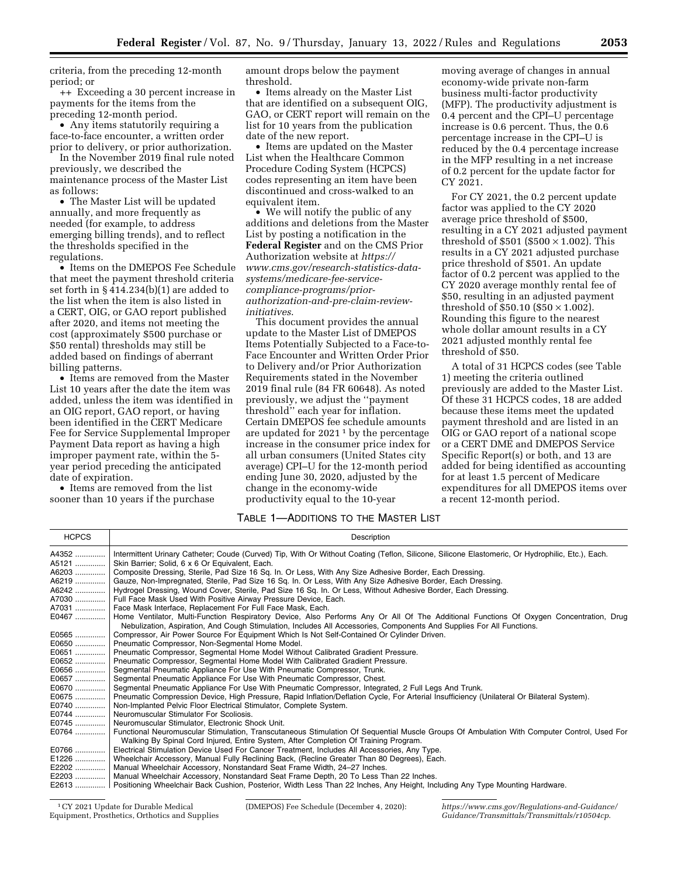criteria, from the preceding 12-month period; or

++ Exceeding a 30 percent increase in payments for the items from the preceding 12-month period.

- Any items statutorily requiring a face-to-face encounter, a written order prior to delivery, or prior authorization.

In the November 2019 final rule noted previously, we described the maintenance process of the Master List as follows:

- The Master List will be updated annually, and more frequently as needed (for example, to address emerging billing trends), and to reflect the thresholds specified in the regulations.
- Items on the DMEPOS Fee Schedule that meet the payment threshold criteria set forth in § 414.234(b)(1) are added to the list when the item is also listed in a CERT, OIG, or GAO report published after 2020, and items not meeting the cost (approximately $500 purchase or $50 rental) thresholds may still be added based on findings of aberrant billing patterns.
- Items are removed from the Master List 10 years after the date the item was added, unless the item was identified in an OIG report, GAO report, or having been identified in the CERT Medicare Fee for Service Supplemental Improper Payment Data report as having a high improper payment rate, within the 5-year period preceding the anticipated date of expiration.
- Items are removed from the list sooner than 10 years if the purchase amount drops below the payment threshold.
- Items already on the Master List that are identified on a subsequent OIG, GAO, or CERT report will remain on the list for 10 years from the publication date of the new report.
- Items are updated on the Master List when the Healthcare Common Procedure Coding System (HCPCS) codes representing an item have been discontinued and cross-walked to an equivalent item.
- We will notify the public of any additions and deletions from the Master List by posting a notification in the **Federal Register** and on the CMS Prior Authorization website at *https://www.cms.gov/research-statistics-data-systems/medicare-fee-service-compliance-programs/prior-authorization-and-pre-claim-review-initiatives.*

This document provides the annual update to the Master List of DMEPOS Items Potentially Subjected to a Face-to-Face Encounter and Written Order Prior to Delivery and/or Prior Authorization Requirements stated in the November 2019 final rule (84 FR 60648). As noted previously, we adjust the ''payment threshold'' each year for inflation. Certain DMEPOS fee schedule amounts are updated for 2021 [1] by the percentage increase in the consumer price index for all urban consumers (United States city average) CPI–U for the 12-month period ending June 30, 2020, adjusted by the change in the economy-wide productivity equal to the 10-year moving average of changes in annual economy-wide private non-farm business multi-factor productivity (MFP). The productivity adjustment is 0.4 percent and the CPI–U percentage increase is 0.6 percent. Thus, the 0.6 percentage increase in the CPI–U is reduced by the 0.4 percentage increase in the MFP resulting in a net increase of 0.2 percent for the update factor for CY 2021.

For CY 2021, the 0.2 percent update factor was applied to the CY 2020 average price threshold of $500, resulting in a CY 2021 adjusted payment threshold of $501 ($\$500 \times 1.002$). This results in a CY 2021 adjusted purchase price threshold of $501. An update factor of 0.2 percent was applied to the CY 2020 average monthly rental fee of $50, resulting in an adjusted payment threshold of $50.10 ($\$50 \times 1.002$). Rounding this figure to the nearest whole dollar amount results in a CY 2021 adjusted monthly rental fee threshold of $50.

A total of 31 HCPCS codes (see Table 1) meeting the criteria outlined previously are added to the Master List. Of these 31 HCPCS codes, 18 are added because these items meet the updated payment threshold and are listed in an OIG or GAO report of a national scope or a CERT DME and DMEPOS Service Specific Report(s) or both, and 13 are added for being identified as accounting for at least 1.5 percent of Medicare expenditures for all DMEPOS items over a recent 12-month period.

TABLE 1—ADDITIONS TO THE MASTER LIST

| HCPCS | Description |
|---|---|
| A4352 | Intermittent Urinary Catheter; Coude (Curved) Tip, With Or Without Coating (Teflon, Silicone, Silicone Elastomeric, Or Hydrophilic, Etc.), Each. |
| A5121 | Skin Barrier; Solid, 6 x 6 Or Equivalent, Each. |
| A6203 | Composite Dressing, Sterile, Pad Size 16 Sq. In. Or Less, With Any Size Adhesive Border, Each Dressing. |
| A6219 | Gauze, Non-Impregnated, Sterile, Pad Size 16 Sq. In. Or Less, With Any Size Adhesive Border, Each Dressing. |
| A6242 | Hydrogel Dressing, Wound Cover, Sterile, Pad Size 16 Sq. In. Or Less, Without Adhesive Border, Each Dressing. |
| A7030 | Full Face Mask Used With Positive Airway Pressure Device, Each. |
| A7031 | Face Mask Interface, Replacement For Full Face Mask, Each. |
| E0467 | Home Ventilator, Multi-Function Respiratory Device, Also Performs Any Or All Of The Additional Functions Of Oxygen Concentration, Drug Nebulization, Aspiration, And Cough Stimulation, Includes All Accessories, Components And Supplies For All Functions. |
| E0565 | Compressor, Air Power Source For Equipment Which Is Not Self-Contained Or Cylinder Driven. |
| E0650 | Pneumatic Compressor, Non-Segmental Home Model. |
| E0651 | Pneumatic Compressor, Segmental Home Model Without Calibrated Gradient Pressure. |
| E0652 | Pneumatic Compressor, Segmental Home Model With Calibrated Gradient Pressure. |
| E0656 | Segmental Pneumatic Appliance For Use With Pneumatic Compressor, Trunk. |
| E0657 | Segmental Pneumatic Appliance For Use With Pneumatic Compressor, Chest. |
| E0670 | Segmental Pneumatic Appliance For Use With Pneumatic Compressor, Integrated, 2 Full Legs And Trunk. |
| E0675 | Pneumatic Compression Device, High Pressure, Rapid Inflation/Deflation Cycle, For Arterial Insufficiency (Unilateral Or Bilateral System). |
| E0740 | Non-Implanted Pelvic Floor Electrical Stimulator, Complete System. |
| E0744 | Neuromuscular Stimulator For Scoliosis. |
| E0745 | Neuromuscular Stimulator, Electronic Shock Unit. |
| E0764 | Functional Neuromuscular Stimulation, Transcutaneous Stimulation Of Sequential Muscle Groups Of Ambulation With Computer Control, Used For Walking By Spinal Cord Injured, Entire System, After Completion Of Training Program. |
| E0766 | Electrical Stimulation Device Used For Cancer Treatment, Includes All Accessories, Any Type. |
| E1226 | Wheelchair Accessory, Manual Fully Reclining Back, (Recline Greater Than 80 Degrees), Each. |
| E2202 | Manual Wheelchair Accessory, Nonstandard Seat Frame Width, 24–27 Inches. |
| E2203 | Manual Wheelchair Accessory, Nonstandard Seat Frame Depth, 20 To Less Than 22 Inches. |
| E2613 | Positioning Wheelchair Back Cushion, Posterior, Width Less Than 22 Inches, Any Height, Including Any Type Mounting Hardware. |

[1] CY 2021 Update for Durable Medical Equipment, Prosthetics, Orthotics and Supplies (DMEPOS) Fee Schedule (December 4, 2020): *https://www.cms.gov/Regulations-and-Guidance/Guidance/Transmittals/Transmittals/r10504cp.*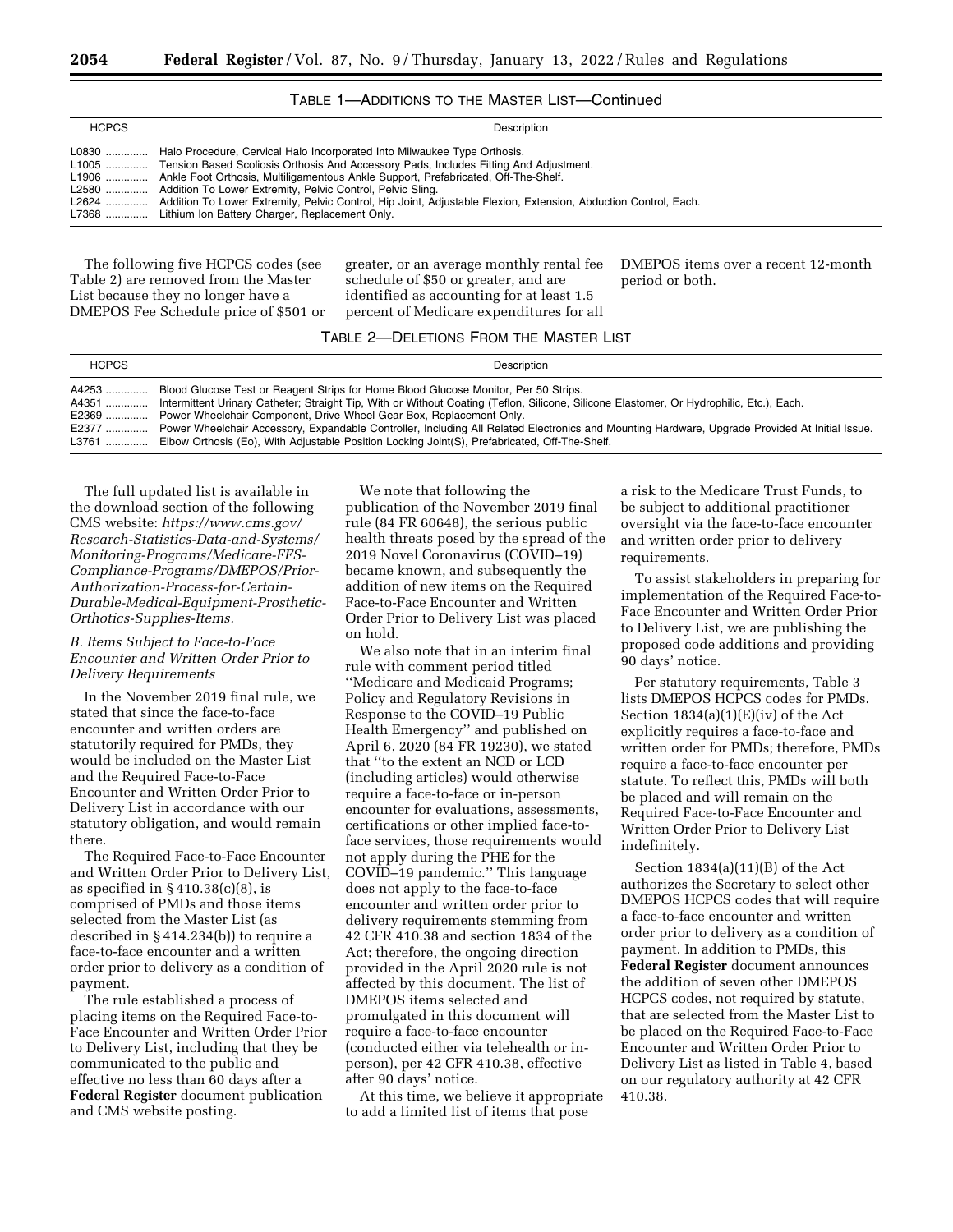TABLE 1—ADDITIONS TO THE MASTER LIST—Continued

| HCPCS | Description |
| --- | --- |
| L0830 | Halo Procedure, Cervical Halo Incorporated Into Milwaukee Type Orthosis. |
| L1005 | Tension Based Scoliosis Orthosis And Accessory Pads, Includes Fitting And Adjustment. |
| L1906 | Ankle Foot Orthosis, Multiligamentous Ankle Support, Prefabricated, Off-The-Shelf. |
| L2580 | Addition To Lower Extremity, Pelvic Control, Pelvic Sling. |
| L2624 | Addition To Lower Extremity, Pelvic Control, Hip Joint, Adjustable Flexion, Extension, Abduction Control, Each. |
| L7368 | Lithium Ion Battery Charger, Replacement Only. |

The following five HCPCS codes (see Table 2) are removed from the Master List because they no longer have a DMEPOS Fee Schedule price of $501 or greater, or an average monthly rental fee schedule of $50 or greater, and are identified as accounting for at least 1.5 percent of Medicare expenditures for all DMEPOS items over a recent 12-month period or both.

TABLE 2—DELETIONS FROM THE MASTER LIST

| HCPCS | Description |
| --- | --- |
| A4253 | Blood Glucose Test or Reagent Strips for Home Blood Glucose Monitor, Per 50 Strips. |
| A4351 | Intermittent Urinary Catheter; Straight Tip, With or Without Coating (Teflon, Silicone, Silicone Elastomer, Or Hydrophilic, Etc.), Each. |
| E2369 | Power Wheelchair Component, Drive Wheel Gear Box, Replacement Only. |
| E2377 | Power Wheelchair Accessory, Expandable Controller, Including All Related Electronics and Mounting Hardware, Upgrade Provided At Initial Issue. |
| L3761 | Elbow Orthosis (Eo), With Adjustable Position Locking Joint(S), Prefabricated, Off-The-Shelf. |

The full updated list is available in the download section of the following CMS website: *https://www.cms.gov/Research-Statistics-Data-and-Systems/Monitoring-Programs/Medicare-FFS-Compliance-Programs/DMEPOS/Prior-Authorization-Process-for-Certain-Durable-Medical-Equipment-Prosthetic-Orthotics-Supplies-Items.*

### B. Items Subject to Face-to-Face Encounter and Written Order Prior to Delivery Requirements

In the November 2019 final rule, we stated that since the face-to-face encounter and written orders are statutorily required for PMDs, they would be included on the Master List and the Required Face-to-Face Encounter and Written Order Prior to Delivery List in accordance with our statutory obligation, and would remain there.

The Required Face-to-Face Encounter and Written Order Prior to Delivery List, as specified in § 410.38(c)(8), is comprised of PMDs and those items selected from the Master List (as described in § 414.234(b)) to require a face-to-face encounter and a written order prior to delivery as a condition of payment.

The rule established a process of placing items on the Required Face-to-Face Encounter and Written Order Prior to Delivery List, including that they be communicated to the public and effective no less than 60 days after a **Federal Register** document publication and CMS website posting.

We note that following the publication of the November 2019 final rule (84 FR 60648), the serious public health threats posed by the spread of the 2019 Novel Coronavirus (COVID–19) became known, and subsequently the addition of new items on the Required Face-to-Face Encounter and Written Order Prior to Delivery List was placed on hold.

We also note that in an interim final rule with comment period titled ''Medicare and Medicaid Programs; Policy and Regulatory Revisions in Response to the COVID–19 Public Health Emergency'' and published on April 6, 2020 (84 FR 19230), we stated that ''to the extent an NCD or LCD (including articles) would otherwise require a face-to-face or in-person encounter for evaluations, assessments, certifications or other implied face-to-face services, those requirements would not apply during the PHE for the COVID–19 pandemic.'' This language does not apply to the face-to-face encounter and written order prior to delivery requirements stemming from 42 CFR 410.38 and section 1834 of the Act; therefore, the ongoing direction provided in the April 2020 rule is not affected by this document. The list of DMEPOS items selected and promulgated in this document will require a face-to-face encounter (conducted either via telehealth or in-person), per 42 CFR 410.38, effective after 90 days' notice.

At this time, we believe it appropriate to add a limited list of items that pose a risk to the Medicare Trust Funds, to be subject to additional practitioner oversight via the face-to-face encounter and written order prior to delivery requirements.

To assist stakeholders in preparing for implementation of the Required Face-to-Face Encounter and Written Order Prior to Delivery List, we are publishing the proposed code additions and providing 90 days' notice.

Per statutory requirements, Table 3 lists DMEPOS HCPCS codes for PMDs. Section 1834(a)(1)(E)(iv) of the Act explicitly requires a face-to-face and written order for PMDs; therefore, PMDs require a face-to-face encounter per statute. To reflect this, PMDs will both be placed and will remain on the Required Face-to-Face Encounter and Written Order Prior to Delivery List indefinitely.

Section 1834(a)(11)(B) of the Act authorizes the Secretary to select other DMEPOS HCPCS codes that will require a face-to-face encounter and written order prior to delivery as a condition of payment. In addition to PMDs, this **Federal Register** document announces the addition of seven other DMEPOS HCPCS codes, not required by statute, that are selected from the Master List to be placed on the Required Face-to-Face Encounter and Written Order Prior to Delivery List as listed in Table 4, based on our regulatory authority at 42 CFR 410.38.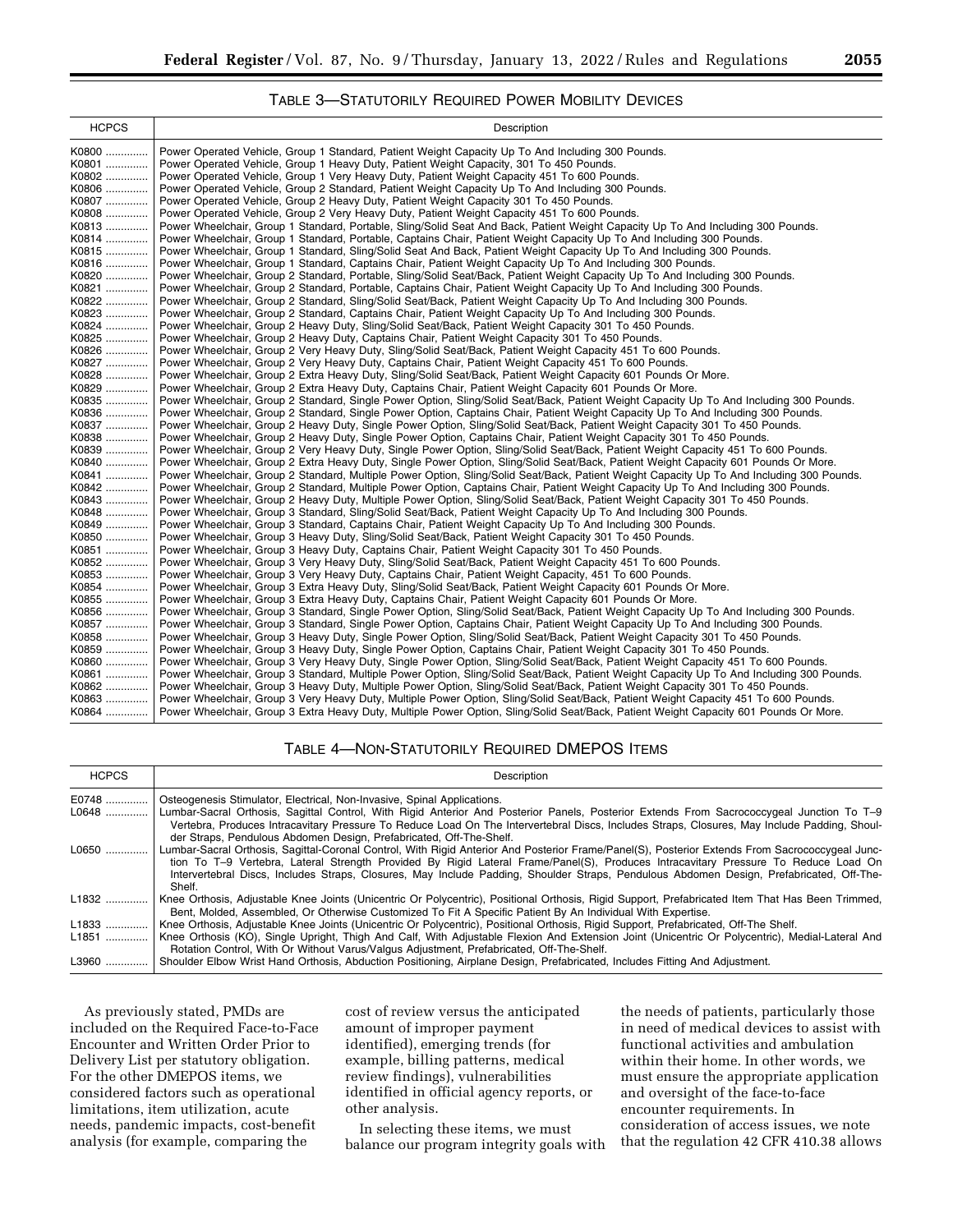### TABLE 3—STATUTORILY REQUIRED POWER MOBILITY DEVICES

| HCPCS | Description |
|---|---|
| K0800 | Power Operated Vehicle, Group 1 Standard, Patient Weight Capacity Up To And Including 300 Pounds. |
| K0801 | Power Operated Vehicle, Group 1 Heavy Duty, Patient Weight Capacity, 301 To 450 Pounds. |
| K0802 | Power Operated Vehicle, Group 1 Very Heavy Duty, Patient Weight Capacity 451 To 600 Pounds. |
| K0806 | Power Operated Vehicle, Group 2 Standard, Patient Weight Capacity Up To And Including 300 Pounds. |
| K0807 | Power Operated Vehicle, Group 2 Heavy Duty, Patient Weight Capacity 301 To 450 Pounds. |
| K0808 | Power Operated Vehicle, Group 2 Very Heavy Duty, Patient Weight Capacity 451 To 600 Pounds. |
| K0813 | Power Wheelchair, Group 1 Standard, Portable, Sling/Solid Seat And Back, Patient Weight Capacity Up To And Including 300 Pounds. |
| K0814 | Power Wheelchair, Group 1 Standard, Portable, Captains Chair, Patient Weight Capacity Up To And Including 300 Pounds. |
| K0815 | Power Wheelchair, Group 1 Standard, Sling/Solid Seat And Back, Patient Weight Capacity Up To And Including 300 Pounds. |
| K0816 | Power Wheelchair, Group 1 Standard, Captains Chair, Patient Weight Capacity Up To And Including 300 Pounds. |
| K0820 | Power Wheelchair, Group 2 Standard, Portable, Sling/Solid Seat/Back, Patient Weight Capacity Up To And Including 300 Pounds. |
| K0821 | Power Wheelchair, Group 2 Standard, Portable, Captains Chair, Patient Weight Capacity Up To And Including 300 Pounds. |
| K0822 | Power Wheelchair, Group 2 Standard, Sling/Solid Seat/Back, Patient Weight Capacity Up To And Including 300 Pounds. |
| K0823 | Power Wheelchair, Group 2 Standard, Captains Chair, Patient Weight Capacity Up To And Including 300 Pounds. |
| K0824 | Power Wheelchair, Group 2 Heavy Duty, Sling/Solid Seat/Back, Patient Weight Capacity 301 To 450 Pounds. |
| K0825 | Power Wheelchair, Group 2 Heavy Duty, Captains Chair, Patient Weight Capacity 301 To 450 Pounds. |
| K0826 | Power Wheelchair, Group 2 Very Heavy Duty, Sling/Solid Seat/Back, Patient Weight Capacity 451 To 600 Pounds. |
| K0827 | Power Wheelchair, Group 2 Very Heavy Duty, Captains Chair, Patient Weight Capacity 451 To 600 Pounds. |
| K0828 | Power Wheelchair, Group 2 Extra Heavy Duty, Sling/Solid Seat/Back, Patient Weight Capacity 601 Pounds Or More. |
| K0829 | Power Wheelchair, Group 2 Extra Heavy Duty, Captains Chair, Patient Weight Capacity 601 Pounds Or More. |
| K0835 | Power Wheelchair, Group 2 Standard, Single Power Option, Sling/Solid Seat/Back, Patient Weight Capacity Up To And Including 300 Pounds. |
| K0836 | Power Wheelchair, Group 2 Standard, Single Power Option, Captains Chair, Patient Weight Capacity Up To And Including 300 Pounds. |
| K0837 | Power Wheelchair, Group 2 Heavy Duty, Single Power Option, Sling/Solid Seat/Back, Patient Weight Capacity 301 To 450 Pounds. |
| K0838 | Power Wheelchair, Group 2 Heavy Duty, Single Power Option, Captains Chair, Patient Weight Capacity 301 To 450 Pounds. |
| K0839 | Power Wheelchair, Group 2 Very Heavy Duty, Single Power Option, Sling/Solid Seat/Back, Patient Weight Capacity 451 To 600 Pounds. |
| K0840 | Power Wheelchair, Group 2 Extra Heavy Duty, Single Power Option, Sling/Solid Seat/Back, Patient Weight Capacity 601 Pounds Or More. |
| K0841 | Power Wheelchair, Group 2 Standard, Multiple Power Option, Sling/Solid Seat/Back, Patient Weight Capacity Up To And Including 300 Pounds. |
| K0842 | Power Wheelchair, Group 2 Standard, Multiple Power Option, Captains Chair, Patient Weight Capacity Up To And Including 300 Pounds. |
| K0843 | Power Wheelchair, Group 2 Heavy Duty, Multiple Power Option, Sling/Solid Seat/Back, Patient Weight Capacity 301 To 450 Pounds. |
| K0848 | Power Wheelchair, Group 3 Standard, Sling/Solid Seat/Back, Patient Weight Capacity Up To And Including 300 Pounds. |
| K0849 | Power Wheelchair, Group 3 Standard, Captains Chair, Patient Weight Capacity Up To And Including 300 Pounds. |
| K0850 | Power Wheelchair, Group 3 Heavy Duty, Sling/Solid Seat/Back, Patient Weight Capacity 301 To 450 Pounds. |
| K0851 | Power Wheelchair, Group 3 Heavy Duty, Captains Chair, Patient Weight Capacity 301 To 450 Pounds. |
| K0852 | Power Wheelchair, Group 3 Very Heavy Duty, Sling/Solid Seat/Back, Patient Weight Capacity 451 To 600 Pounds. |
| K0853 | Power Wheelchair, Group 3 Very Heavy Duty, Captains Chair, Patient Weight Capacity, 451 To 600 Pounds. |
| K0854 | Power Wheelchair, Group 3 Extra Heavy Duty, Sling/Solid Seat/Back, Patient Weight Capacity 601 Pounds Or More. |
| K0855 | Power Wheelchair, Group 3 Extra Heavy Duty, Captains Chair, Patient Weight Capacity 601 Pounds Or More. |
| K0856 | Power Wheelchair, Group 3 Standard, Single Power Option, Sling/Solid Seat/Back, Patient Weight Capacity Up To And Including 300 Pounds. |
| K0857 | Power Wheelchair, Group 3 Standard, Single Power Option, Captains Chair, Patient Weight Capacity Up To And Including 300 Pounds. |
| K0858 | Power Wheelchair, Group 3 Heavy Duty, Single Power Option, Sling/Solid Seat/Back, Patient Weight Capacity 301 To 450 Pounds. |
| K0859 | Power Wheelchair, Group 3 Heavy Duty, Single Power Option, Captains Chair, Patient Weight Capacity 301 To 450 Pounds. |
| K0860 | Power Wheelchair, Group 3 Very Heavy Duty, Single Power Option, Sling/Solid Seat/Back, Patient Weight Capacity 451 To 600 Pounds. |
| K0861 | Power Wheelchair, Group 3 Standard, Multiple Power Option, Sling/Solid Seat/Back, Patient Weight Capacity Up To And Including 300 Pounds. |
| K0862 | Power Wheelchair, Group 3 Heavy Duty, Multiple Power Option, Sling/Solid Seat/Back, Patient Weight Capacity 301 To 450 Pounds. |
| K0863 | Power Wheelchair, Group 3 Very Heavy Duty, Multiple Power Option, Sling/Solid Seat/Back, Patient Weight Capacity 451 To 600 Pounds. |
| K0864 | Power Wheelchair, Group 3 Extra Heavy Duty, Multiple Power Option, Sling/Solid Seat/Back, Patient Weight Capacity 601 Pounds Or More. |

### TABLE 4—NON-STATUTORILY REQUIRED DMEPOS ITEMS

| HCPCS | Description |
|---|---|
| E0748 | Osteogenesis Stimulator, Electrical, Non-Invasive, Spinal Applications. |
| L0648 | Lumbar-Sacral Orthosis, Sagittal Control, With Rigid Anterior And Posterior Panels, Posterior Extends From Sacrococcygeal Junction To T–9 Vertebra, Produces Intracavitary Pressure To Reduce Load On The Intervertebral Discs, Includes Straps, Closures, May Include Padding, Shoulder Straps, Pendulous Abdomen Design, Prefabricated, Off-The-Shelf. |
| L0650 | Lumbar-Sacral Orthosis, Sagittal-Coronal Control, With Rigid Anterior And Posterior Frame/Panel(S), Posterior Extends From Sacrococcygeal Junction To T–9 Vertebra, Lateral Strength Provided By Rigid Lateral Frame/Panel(S), Produces Intracavitary Pressure To Reduce Load On Intervertebral Discs, Includes Straps, Closures, May Include Padding, Shoulder Straps, Pendulous Abdomen Design, Prefabricated, Off-The-Shelf. |
| L1832 | Knee Orthosis, Adjustable Knee Joints (Unicentric Or Polycentric), Positional Orthosis, Rigid Support, Prefabricated Item That Has Been Trimmed, Bent, Molded, Assembled, Or Otherwise Customized To Fit A Specific Patient By An Individual With Expertise. |
| L1833 | Knee Orthosis, Adjustable Knee Joints (Unicentric Or Polycentric), Positional Orthosis, Rigid Support, Prefabricated, Off-The Shelf. |
| L1851 | Knee Orthosis (KO), Single Upright, Thigh And Calf, With Adjustable Flexion And Extension Joint (Unicentric Or Polycentric), Medial-Lateral And Rotation Control, With Or Without Varus/Valgus Adjustment, Prefabricated, Off-The-Shelf. |
| L3960 | Shoulder Elbow Wrist Hand Orthosis, Abduction Positioning, Airplane Design, Prefabricated, Includes Fitting And Adjustment. |

As previously stated, PMDs are included on the Required Face-to-Face Encounter and Written Order Prior to Delivery List per statutory obligation. For the other DMEPOS items, we considered factors such as operational limitations, item utilization, acute needs, pandemic impacts, cost-benefit analysis (for example, comparing the cost of review versus the anticipated amount of improper payment identified), emerging trends (for example, billing patterns, medical review findings), vulnerabilities identified in official agency reports, or other analysis.

In selecting these items, we must balance our program integrity goals with the needs of patients, particularly those in need of medical devices to assist with functional activities and ambulation within their home. In other words, we must ensure the appropriate application and oversight of the face-to-face encounter requirements. In consideration of access issues, we note that the regulation 42 CFR 410.38 allows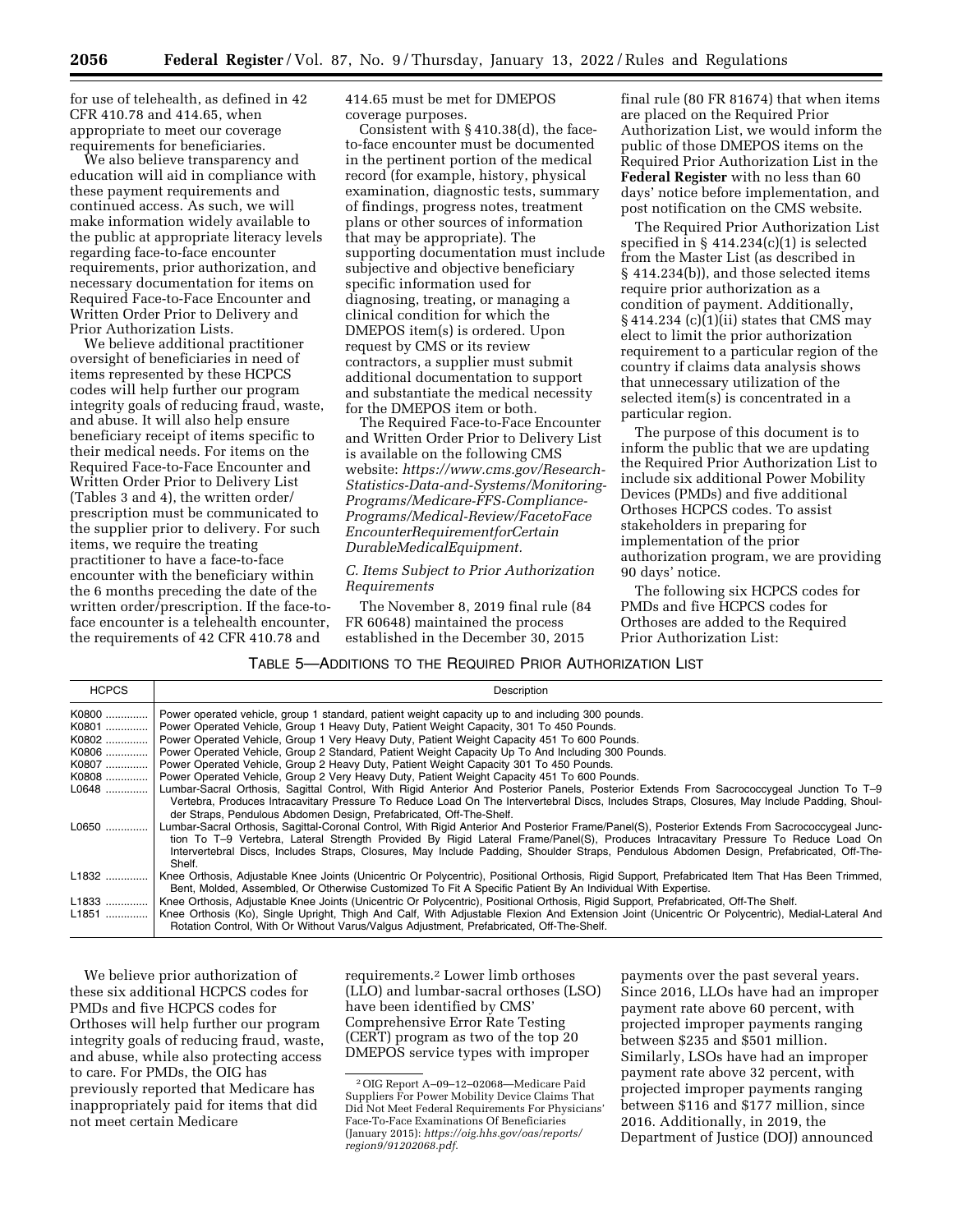for use of telehealth, as defined in 42 CFR 410.78 and 414.65, when appropriate to meet our coverage requirements for beneficiaries.

We also believe transparency and education will aid in compliance with these payment requirements and continued access. As such, we will make information widely available to the public at appropriate literacy levels regarding face-to-face encounter requirements, prior authorization, and necessary documentation for items on Required Face-to-Face Encounter and Written Order Prior to Delivery and Prior Authorization Lists.

We believe additional practitioner oversight of beneficiaries in need of items represented by these HCPCS codes will help further our program integrity goals of reducing fraud, waste, and abuse. It will also help ensure beneficiary receipt of items specific to their medical needs. For items on the Required Face-to-Face Encounter and Written Order Prior to Delivery List (Tables 3 and 4), the written order/prescription must be communicated to the supplier prior to delivery. For such items, we require the treating practitioner to have a face-to-face encounter with the beneficiary within the 6 months preceding the date of the written order/prescription. If the face-to-face encounter is a telehealth encounter, the requirements of 42 CFR 410.78 and 414.65 must be met for DMEPOS coverage purposes.

Consistent with § 410.38(d), the face-to-face encounter must be documented in the pertinent portion of the medical record (for example, history, physical examination, diagnostic tests, summary of findings, progress notes, treatment plans or other sources of information that may be appropriate). The supporting documentation must include subjective and objective beneficiary specific information used for diagnosing, treating, or managing a clinical condition for which the DMEPOS item(s) is ordered. Upon request by CMS or its review contractors, a supplier must submit additional documentation to support and substantiate the medical necessity for the DMEPOS item or both.

The Required Face-to-Face Encounter and Written Order Prior to Delivery List is available on the following CMS website: *https://www.cms.gov/Research-Statistics-Data-and-Systems/Monitoring-Programs/Medicare-FFS-Compliance-Programs/Medical-Review/FacetoFaceEncounterRequirementforCertainDurableMedicalEquipment.*

### C. Items Subject to Prior Authorization Requirements

The November 8, 2019 final rule (84 FR 60648) maintained the process established in the December 30, 2015 final rule (80 FR 81674) that when items are placed on the Required Prior Authorization List, we would inform the public of those DMEPOS items on the Required Prior Authorization List in the **Federal Register** with no less than 60 days' notice before implementation, and post notification on the CMS website.

The Required Prior Authorization List specified in § 414.234(c)(1) is selected from the Master List (as described in § 414.234(b)), and those selected items require prior authorization as a condition of payment. Additionally, § 414.234 (c)(1)(ii) states that CMS may elect to limit the prior authorization requirement to a particular region of the country if claims data analysis shows that unnecessary utilization of the selected item(s) is concentrated in a particular region.

The purpose of this document is to inform the public that we are updating the Required Prior Authorization List to include six additional Power Mobility Devices (PMDs) and five additional Orthoses HCPCS codes. To assist stakeholders in preparing for implementation of the prior authorization program, we are providing 90 days' notice.

The following six HCPCS codes for PMDs and five HCPCS codes for Orthoses are added to the Required Prior Authorization List:

TABLE 5—ADDITIONS TO THE REQUIRED PRIOR AUTHORIZATION LIST

| HCPCS | Description |
|---|---|
| K0800 | Power operated vehicle, group 1 standard, patient weight capacity up to and including 300 pounds. |
| K0801 | Power Operated Vehicle, Group 1 Heavy Duty, Patient Weight Capacity, 301 To 450 Pounds. |
| K0802 | Power Operated Vehicle, Group 1 Very Heavy Duty, Patient Weight Capacity 451 To 600 Pounds. |
| K0806 | Power Operated Vehicle, Group 2 Standard, Patient Weight Capacity Up To And Including 300 Pounds. |
| K0807 | Power Operated Vehicle, Group 2 Heavy Duty, Patient Weight Capacity 301 To 450 Pounds. |
| K0808 | Power Operated Vehicle, Group 2 Very Heavy Duty, Patient Weight Capacity 451 To 600 Pounds. |
| L0648 | Lumbar-Sacral Orthosis, Sagittal Control, With Rigid Anterior And Posterior Panels, Posterior Extends From Sacrococcygeal Junction To T–9 Vertebra, Produces Intracavitary Pressure To Reduce Load On The Intervertebral Discs, Includes Straps, Closures, May Include Padding, Shoulder Straps, Pendulous Abdomen Design, Prefabricated, Off-The-Shelf. |
| L0650 | Lumbar-Sacral Orthosis, Sagittal-Coronal Control, With Rigid Anterior And Posterior Frame/Panel(S), Posterior Extends From Sacrococcygeal Junction To T–9 Vertebra, Lateral Strength Provided By Rigid Lateral Frame/Panel(S), Produces Intracavitary Pressure To Reduce Load On Intervertebral Discs, Includes Straps, Closures, May Include Padding, Shoulder Straps, Pendulous Abdomen Design, Prefabricated, Off-The-Shelf. |
| L1832 | Knee Orthosis, Adjustable Knee Joints (Unicentric Or Polycentric), Positional Orthosis, Rigid Support, Prefabricated Item That Has Been Trimmed, Bent, Molded, Assembled, Or Otherwise Customized To Fit A Specific Patient By An Individual With Expertise. |
| L1833 | Knee Orthosis, Adjustable Knee Joints (Unicentric Or Polycentric), Positional Orthosis, Rigid Support, Prefabricated, Off-The Shelf. |
| L1851 | Knee Orthosis (Ko), Single Upright, Thigh And Calf, With Adjustable Flexion And Extension Joint (Unicentric Or Polycentric), Medial-Lateral And Rotation Control, With Or Without Varus/Valgus Adjustment, Prefabricated, Off-The-Shelf. |

We believe prior authorization of these six additional HCPCS codes for PMDs and five HCPCS codes for Orthoses will help further our program integrity goals of reducing fraud, waste, and abuse, while also protecting access to care. For PMDs, the OIG has previously reported that Medicare has inappropriately paid for items that did not meet certain Medicare requirements.[2] Lower limb orthoses (LLO) and lumbar-sacral orthoses (LSO) have been identified by CMS' Comprehensive Error Rate Testing (CERT) program as two of the top 20 DMEPOS service types with improper payments over the past several years. Since 2016, LLOs have had an improper payment rate above 60 percent, with projected improper payments ranging between $235 and $501 million. Similarly, LSOs have had an improper payment rate above 32 percent, with projected improper payments ranging between $116 and $177 million, since 2016. Additionally, in 2019, the Department of Justice (DOJ) announced

[2] OIG Report A–09–12–02068—Medicare Paid Suppliers For Power Mobility Device Claims That Did Not Meet Federal Requirements For Physicians' Face-To-Face Examinations Of Beneficiaries (January 2015): *https://oig.hhs.gov/oas/reports/region9/91202068.pdf.*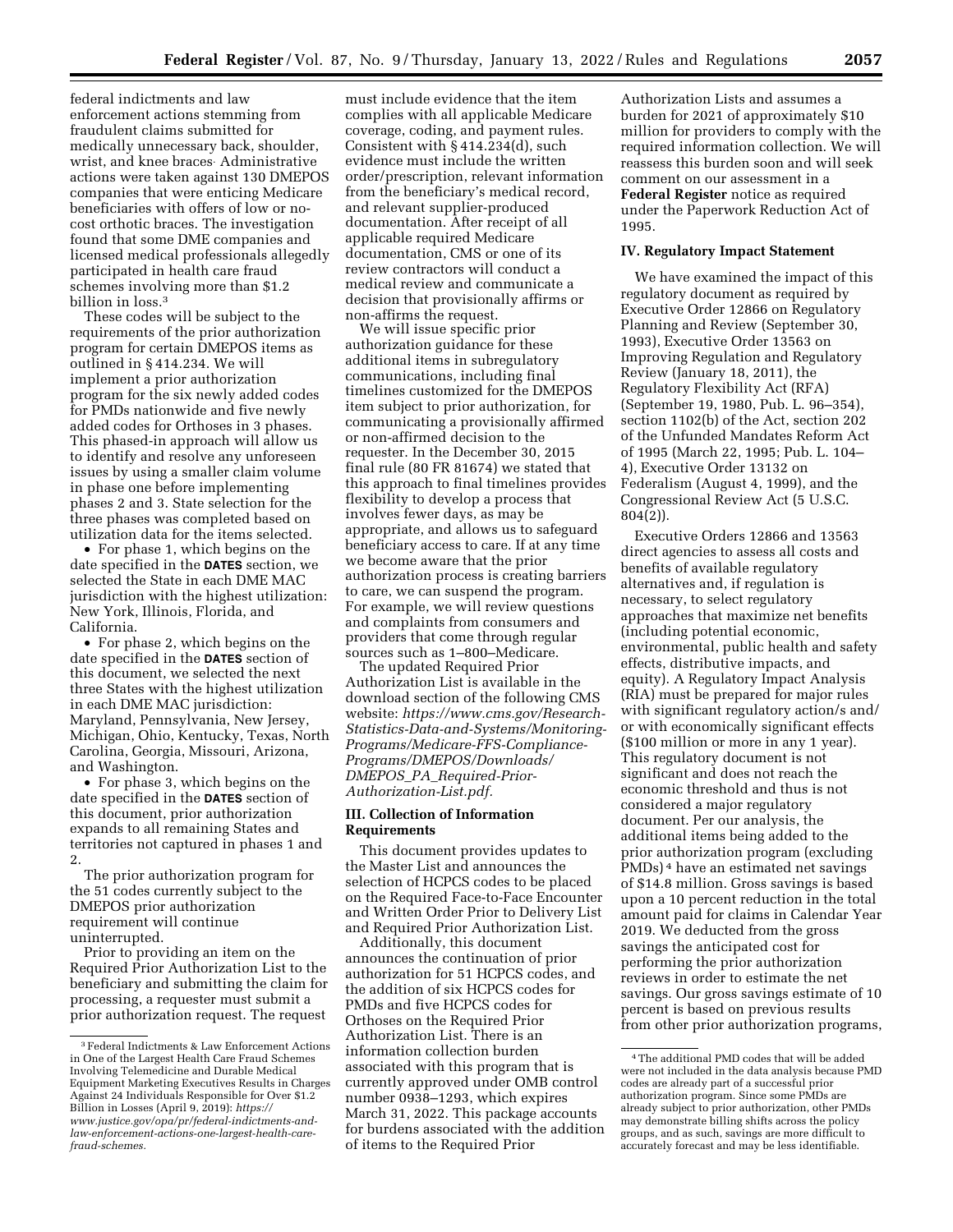federal indictments and law enforcement actions stemming from fraudulent claims submitted for medically unnecessary back, shoulder, wrist, and knee braces. Administrative actions were taken against 130 DMEPOS companies that were enticing Medicare beneficiaries with offers of low or no-cost orthotic braces. The investigation found that some DME companies and licensed medical professionals allegedly participated in health care fraud schemes involving more than $1.2 billion in loss.[3]

These codes will be subject to the requirements of the prior authorization program for certain DMEPOS items as outlined in § 414.234. We will implement a prior authorization program for the six newly added codes for PMDs nationwide and five newly added codes for Orthoses in 3 phases. This phased-in approach will allow us to identify and resolve any unforeseen issues by using a smaller claim volume in phase one before implementing phases 2 and 3. State selection for the three phases was completed based on utilization data for the items selected.

- For phase 1, which begins on the date specified in the **DATES** section, we selected the State in each DME MAC jurisdiction with the highest utilization: New York, Illinois, Florida, and California.
- For phase 2, which begins on the date specified in the **DATES** section of this document, we selected the next three States with the highest utilization in each DME MAC jurisdiction: Maryland, Pennsylvania, New Jersey, Michigan, Ohio, Kentucky, Texas, North Carolina, Georgia, Missouri, Arizona, and Washington.
- For phase 3, which begins on the date specified in the **DATES** section of this document, prior authorization expands to all remaining States and territories not captured in phases 1 and 2.

The prior authorization program for the 51 codes currently subject to the DMEPOS prior authorization requirement will continue uninterrupted.

Prior to providing an item on the Required Prior Authorization List to the beneficiary and submitting the claim for processing, a requester must submit a prior authorization request. The request must include evidence that the item complies with all applicable Medicare coverage, coding, and payment rules. Consistent with § 414.234(d), such evidence must include the written order/prescription, relevant information from the beneficiary's medical record, and relevant supplier-produced documentation. After receipt of all applicable required Medicare documentation, CMS or one of its review contractors will conduct a medical review and communicate a decision that provisionally affirms or non-affirms the request.

We will issue specific prior authorization guidance for these additional items in subregulatory communications, including final timelines customized for the DMEPOS item subject to prior authorization, for communicating a provisionally affirmed or non-affirmed decision to the requester. In the December 30, 2015 final rule (80 FR 81674) we stated that this approach to final timelines provides flexibility to develop a process that involves fewer days, as may be appropriate, and allows us to safeguard beneficiary access to care. If at any time we become aware that the prior authorization process is creating barriers to care, we can suspend the program. For example, we will review questions and complaints from consumers and providers that come through regular sources such as 1–800–Medicare.

The updated Required Prior Authorization List is available in the download section of the following CMS website: *https://www.cms.gov/Research-Statistics-Data-and-Systems/Monitoring-Programs/Medicare-FFS-Compliance-Programs/DMEPOS/Downloads/DMEPOS_PA_Required-Prior-Authorization-List.pdf.*

## III. Collection of Information Requirements

This document provides updates to the Master List and announces the selection of HCPCS codes to be placed on the Required Face-to-Face Encounter and Written Order Prior to Delivery List and Required Prior Authorization List.

Additionally, this document announces the continuation of prior authorization for 51 HCPCS codes, and the addition of six HCPCS codes for PMDs and five HCPCS codes for Orthoses on the Required Prior Authorization List. There is an information collection burden associated with this program that is currently approved under OMB control number 0938–1293, which expires March 31, 2022. This package accounts for burdens associated with the addition of items to the Required Prior Authorization Lists and assumes a burden for 2021 of approximately $10 million for providers to comply with the required information collection. We will reassess this burden soon and will seek comment on our assessment in a **Federal Register** notice as required under the Paperwork Reduction Act of 1995.

## IV. Regulatory Impact Statement

We have examined the impact of this regulatory document as required by Executive Order 12866 on Regulatory Planning and Review (September 30, 1993), Executive Order 13563 on Improving Regulation and Regulatory Review (January 18, 2011), the Regulatory Flexibility Act (RFA) (September 19, 1980, Pub. L. 96–354), section 1102(b) of the Act, section 202 of the Unfunded Mandates Reform Act of 1995 (March 22, 1995; Pub. L. 104–4), Executive Order 13132 on Federalism (August 4, 1999), and the Congressional Review Act (5 U.S.C. 804(2)).

Executive Orders 12866 and 13563 direct agencies to assess all costs and benefits of available regulatory alternatives and, if regulation is necessary, to select regulatory approaches that maximize net benefits (including potential economic, environmental, public health and safety effects, distributive impacts, and equity). A Regulatory Impact Analysis (RIA) must be prepared for major rules with significant regulatory action/s and/or with economically significant effects ($100 million or more in any 1 year). This regulatory document is not significant and does not reach the economic threshold and thus is not considered a major regulatory document. Per our analysis, the additional items being added to the prior authorization program (excluding PMDs)[4] have an estimated net savings of $14.8 million. Gross savings is based upon a 10 percent reduction in the total amount paid for claims in Calendar Year 2019. We deducted from the gross savings the anticipated cost for performing the prior authorization reviews in order to estimate the net savings. Our gross savings estimate of 10 percent is based on previous results from other prior authorization programs,

---

[3] Federal Indictments & Law Enforcement Actions in One of the Largest Health Care Fraud Schemes Involving Telemedicine and Durable Medical Equipment Marketing Executives Results in Charges Against 24 Individuals Responsible for Over $1.2 Billion in Losses (April 9, 2019): *https://www.justice.gov/opa/pr/federal-indictments-and-law-enforcement-actions-one-largest-health-care-fraud-schemes.*

[4] The additional PMD codes that will be added were not included in the data analysis because PMD codes are already part of a successful prior authorization program. Since some PMDs are already subject to prior authorization, other PMDs may demonstrate billing shifts across the policy groups, and as such, savings are more difficult to accurately forecast and may be less identifiable.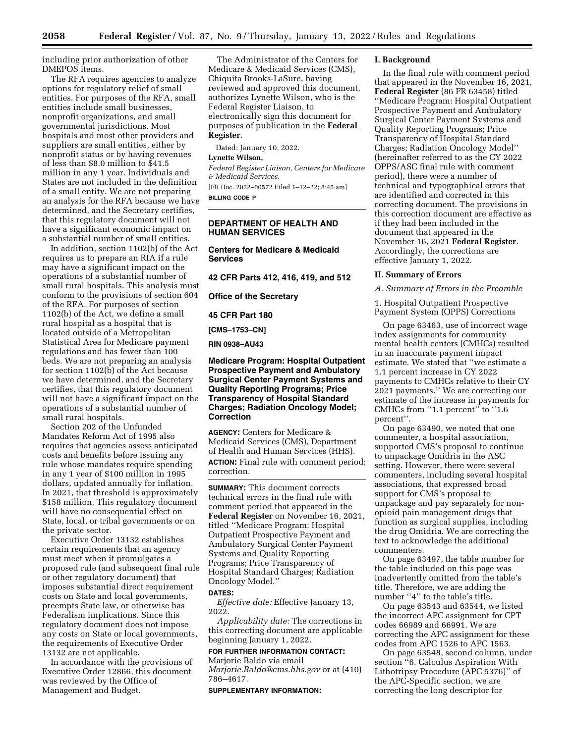including prior authorization of other DMEPOS items.

The RFA requires agencies to analyze options for regulatory relief of small entities. For purposes of the RFA, small entities include small businesses, nonprofit organizations, and small governmental jurisdictions. Most hospitals and most other providers and suppliers are small entities, either by nonprofit status or by having revenues of less than $8.0 million to $41.5 million in any 1 year. Individuals and States are not included in the definition of a small entity. We are not preparing an analysis for the RFA because we have determined, and the Secretary certifies, that this regulatory document will not have a significant economic impact on a substantial number of small entities.

In addition, section 1102(b) of the Act requires us to prepare an RIA if a rule may have a significant impact on the operations of a substantial number of small rural hospitals. This analysis must conform to the provisions of section 604 of the RFA. For purposes of section 1102(b) of the Act, we define a small rural hospital as a hospital that is located outside of a Metropolitan Statistical Area for Medicare payment regulations and has fewer than 100 beds. We are not preparing an analysis for section 1102(b) of the Act because we have determined, and the Secretary certifies, that this regulatory document will not have a significant impact on the operations of a substantial number of small rural hospitals.

Section 202 of the Unfunded Mandates Reform Act of 1995 also requires that agencies assess anticipated costs and benefits before issuing any rule whose mandates require spending in any 1 year of $100 million in 1995 dollars, updated annually for inflation. In 2021, that threshold is approximately $158 million. This regulatory document will have no consequential effect on State, local, or tribal governments or on the private sector.

Executive Order 13132 establishes certain requirements that an agency must meet when it promulgates a proposed rule (and subsequent final rule or other regulatory document) that imposes substantial direct requirement costs on State and local governments, preempts State law, or otherwise has Federalism implications. Since this regulatory document does not impose any costs on State or local governments, the requirements of Executive Order 13132 are not applicable.

In accordance with the provisions of Executive Order 12866, this document was reviewed by the Office of Management and Budget.

The Administrator of the Centers for Medicare & Medicaid Services (CMS), Chiquita Brooks-LaSure, having reviewed and approved this document, authorizes Lynette Wilson, who is the Federal Register Liaison, to electronically sign this document for purposes of publication in the **Federal Register**.

Dated: January 10, 2022.

**Lynette Wilson,**

*Federal Register Liaison, Centers for Medicare & Medicaid Services.*

[FR Doc. 2022–00572 Filed 1–12–22; 8:45 am]

**BILLING CODE P**

---

**DEPARTMENT OF HEALTH AND HUMAN SERVICES**

**Centers for Medicare & Medicaid Services**

**42 CFR Parts 412, 416, 419, and 512**

**Office of the Secretary**

**45 CFR Part 180**

**[CMS–1753–CN]**

**RIN 0938–AU43**

**Medicare Program: Hospital Outpatient Prospective Payment and Ambulatory Surgical Center Payment Systems and Quality Reporting Programs; Price Transparency of Hospital Standard Charges; Radiation Oncology Model; Correction**

**AGENCY:** Centers for Medicare & Medicaid Services (CMS), Department of Health and Human Services (HHS).

**ACTION:** Final rule with comment period; correction.

**SUMMARY:** This document corrects technical errors in the final rule with comment period that appeared in the **Federal Register** on November 16, 2021, titled ''Medicare Program: Hospital Outpatient Prospective Payment and Ambulatory Surgical Center Payment Systems and Quality Reporting Programs; Price Transparency of Hospital Standard Charges; Radiation Oncology Model.''

**DATES:**

*Effective date:* Effective January 13, 2022.

*Applicability date:* The corrections in this correcting document are applicable beginning January 1, 2022.

**FOR FURTHER INFORMATION CONTACT:** Marjorie Baldo via email *Marjorie.Baldo@cms.hhs.gov* or at (410) 786–4617.

**SUPPLEMENTARY INFORMATION:**

**I. Background**

In the final rule with comment period that appeared in the November 16, 2021, **Federal Register** (86 FR 63458) titled ''Medicare Program: Hospital Outpatient Prospective Payment and Ambulatory Surgical Center Payment Systems and Quality Reporting Programs; Price Transparency of Hospital Standard Charges; Radiation Oncology Model'' (hereinafter referred to as the CY 2022 OPPS/ASC final rule with comment period), there were a number of technical and typographical errors that are identified and corrected in this correcting document. The provisions in this correction document are effective as if they had been included in the document that appeared in the November 16, 2021 **Federal Register**. Accordingly, the corrections are effective January 1, 2022.

**II. Summary of Errors**

*A. Summary of Errors in the Preamble*

1. Hospital Outpatient Prospective Payment System (OPPS) Corrections

On page 63463, use of incorrect wage index assignments for community mental health centers (CMHCs) resulted in an inaccurate payment impact estimate. We stated that ''we estimate a 1.1 percent increase in CY 2022 payments to CMHCs relative to their CY 2021 payments.'' We are correcting our estimate of the increase in payments for CMHCs from ''1.1 percent'' to ''1.6 percent''.

On page 63490, we noted that one commenter, a hospital association, supported CMS's proposal to continue to unpackage Omidria in the ASC setting. However, there were several commenters, including several hospital associations, that expressed broad support for CMS's proposal to unpackage and pay separately for non-opioid pain management drugs that function as surgical supplies, including the drug Omidria. We are correcting the text to acknowledge the additional commenters.

On page 63497, the table number for the table included on this page was inadvertently omitted from the table's title. Therefore, we are adding the number ''4'' to the table's title.

On page 63543 and 63544, we listed the incorrect APC assignment for CPT codes 66989 and 66991. We are correcting the APC assignment for these codes from APC 1526 to APC 1563.

On page 63548, second column, under section ''6. Calculus Aspiration With Lithotripsy Procedure (APC 5376)'' of the APC-Specific section, we are correcting the long descriptor for